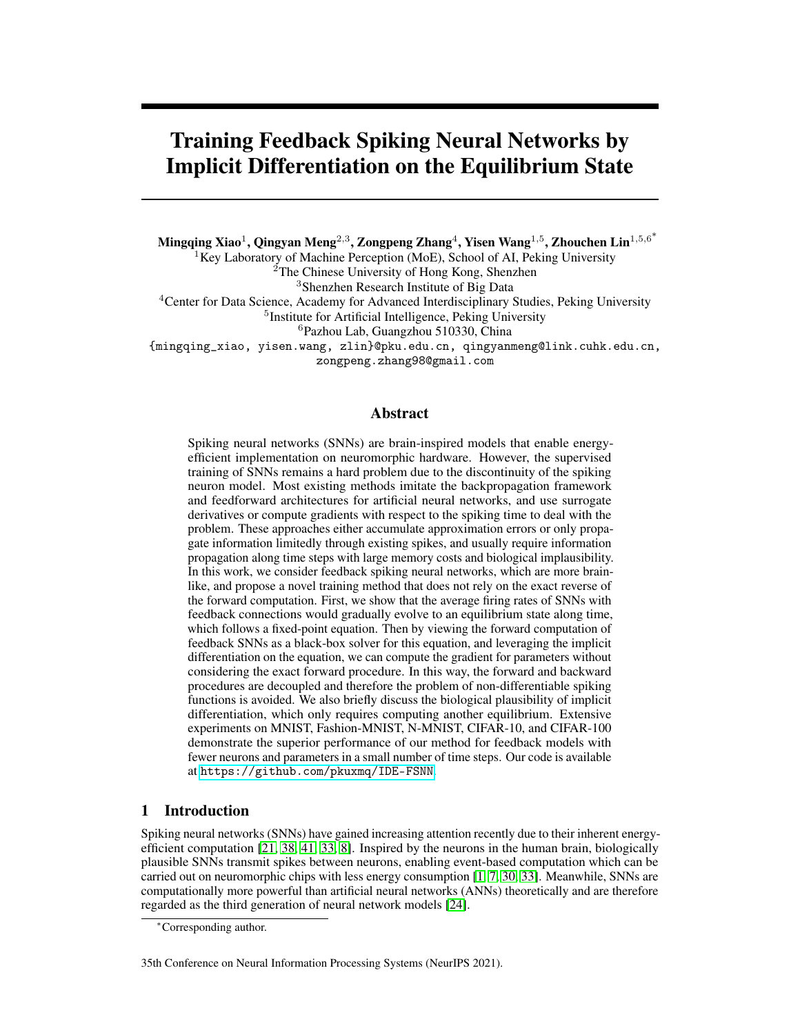# Training Feedback Spiking Neural Networks by Implicit Differentiation on the Equilibrium State

**Mingqing Xiao**[1], **Qingyan Meng**[2,3], **Zongpeng Zhang**[4], **Yisen Wang**[1,5], **Zhouchen Lin**[1,5,6*]

[1]Key Laboratory of Machine Perception (MoE), School of AI, Peking University
[2]The Chinese University of Hong Kong, Shenzhen
[3]Shenzhen Research Institute of Big Data
[4]Center for Data Science, Academy for Advanced Interdisciplinary Studies, Peking University
[5]Institute for Artificial Intelligence, Peking University
[6]Pazhou Lab, Guangzhou 510330, China

{mingqing_xiao, yisen.wang, zlin}@pku.edu.cn, qingyanmeng@link.cuhk.edu.cn, zongpeng.zhang98@gmail.com

## Abstract

Spiking neural networks (SNNs) are brain-inspired models that enable energy-efficient implementation on neuromorphic hardware. However, the supervised training of SNNs remains a hard problem due to the discontinuity of the spiking neuron model. Most existing methods imitate the backpropagation framework and feedforward architectures for artificial neural networks, and use surrogate derivatives or compute gradients with respect to the spiking time to deal with the problem. These approaches either accumulate approximation errors or only propagate information limitedly through existing spikes, and usually require information propagation along time steps with large memory costs and biological implausibility. In this work, we consider feedback spiking neural networks, which are more brain-like, and propose a novel training method that does not rely on the exact reverse of the forward computation. First, we show that the average firing rates of SNNs with feedback connections would gradually evolve to an equilibrium state along time, which follows a fixed-point equation. Then by viewing the forward computation of feedback SNNs as a black-box solver for this equation, and leveraging the implicit differentiation on the equation, we can compute the gradient for parameters without considering the exact forward procedure. In this way, the forward and backward procedures are decoupled and therefore the problem of non-differentiable spiking functions is avoided. We also briefly discuss the biological plausibility of implicit differentiation, which only requires computing another equilibrium. Extensive experiments on MNIST, Fashion-MNIST, N-MNIST, CIFAR-10, and CIFAR-100 demonstrate the superior performance of our method for feedback models with fewer neurons and parameters in a small number of time steps. Our code is available at https://github.com/pkuxmq/IDE-FSNN.

## 1 Introduction

Spiking neural networks (SNNs) have gained increasing attention recently due to their inherent energy-efficient computation [21, 38, 41, 33, 8]. Inspired by the neurons in the human brain, biologically plausible SNNs transmit spikes between neurons, enabling event-based computation which can be carried out on neuromorphic chips with less energy consumption [1, 7, 30, 33]. Meanwhile, SNNs are computationally more powerful than artificial neural networks (ANNs) theoretically and are therefore regarded as the third generation of neural network models [24].

*Corresponding author.

35th Conference on Neural Information Processing Systems (NeurIPS 2021).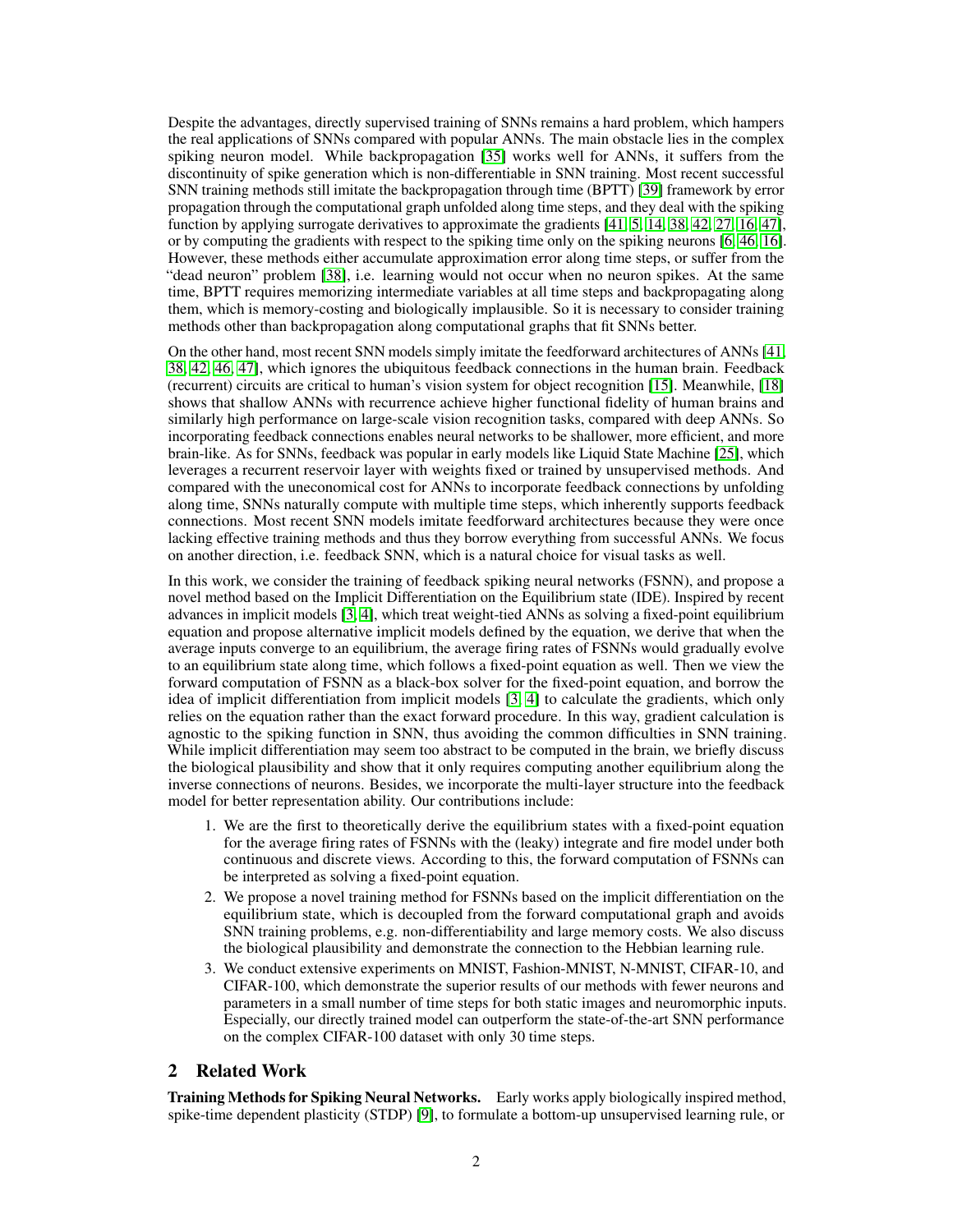Despite the advantages, directly supervised training of SNNs remains a hard problem, which hampers the real applications of SNNs compared with popular ANNs. The main obstacle lies in the complex spiking neuron model. While backpropagation [35] works well for ANNs, it suffers from the discontinuity of spike generation which is non-differentiable in SNN training. Most recent successful SNN training methods still imitate the backpropagation through time (BPTT) [39] framework by error propagation through the computational graph unfolded along time steps, and they deal with the spiking function by applying surrogate derivatives to approximate the gradients [41, 5, 14, 38, 42, 27, 16, 47], or by computing the gradients with respect to the spiking time only on the spiking neurons [6, 46, 16]. However, these methods either accumulate approximation error along time steps, or suffer from the "dead neuron" problem [38], i.e. learning would not occur when no neuron spikes. At the same time, BPTT requires memorizing intermediate variables at all time steps and backpropagating along them, which is memory-costing and biologically implausible. So it is necessary to consider training methods other than backpropagation along computational graphs that fit SNNs better.

On the other hand, most recent SNN models simply imitate the feedforward architectures of ANNs [41, 38, 42, 46, 47], which ignores the ubiquitous feedback connections in the human brain. Feedback (recurrent) circuits are critical to human's vision system for object recognition [15]. Meanwhile, [18] shows that shallow ANNs with recurrence achieve higher functional fidelity of human brains and similarly high performance on large-scale vision recognition tasks, compared with deep ANNs. So incorporating feedback connections enables neural networks to be shallower, more efficient, and more brain-like. As for SNNs, feedback was popular in early models like Liquid State Machine [25], which leverages a recurrent reservoir layer with weights fixed or trained by unsupervised methods. And compared with the uneconomical cost for ANNs to incorporate feedback connections by unfolding along time, SNNs naturally compute with multiple time steps, which inherently supports feedback connections. Most recent SNN models imitate feedforward architectures because they were once lacking effective training methods and thus they borrow everything from successful ANNs. We focus on another direction, i.e. feedback SNN, which is a natural choice for visual tasks as well.

In this work, we consider the training of feedback spiking neural networks (FSNN), and propose a novel method based on the Implicit Differentiation on the Equilibrium state (IDE). Inspired by recent advances in implicit models [3, 4], which treat weight-tied ANNs as solving a fixed-point equilibrium equation and propose alternative implicit models defined by the equation, we derive that when the average inputs converge to an equilibrium, the average firing rates of FSNNs would gradually evolve to an equilibrium state along time, which follows a fixed-point equation as well. Then we view the forward computation of FSNN as a black-box solver for the fixed-point equation, and borrow the idea of implicit differentiation from implicit models [3, 4] to calculate the gradients, which only relies on the equation rather than the exact forward procedure. In this way, gradient calculation is agnostic to the spiking function in SNN, thus avoiding the common difficulties in SNN training. While implicit differentiation may seem too abstract to be computed in the brain, we briefly discuss the biological plausibility and show that it only requires computing another equilibrium along the inverse connections of neurons. Besides, we incorporate the multi-layer structure into the feedback model for better representation ability. Our contributions include:

1. We are the first to theoretically derive the equilibrium states with a fixed-point equation for the average firing rates of FSNNs with the (leaky) integrate and fire model under both continuous and discrete views. According to this, the forward computation of FSNNs can be interpreted as solving a fixed-point equation.
2. We propose a novel training method for FSNNs based on the implicit differentiation on the equilibrium state, which is decoupled from the forward computational graph and avoids SNN training problems, e.g. non-differentiability and large memory costs. We also discuss the biological plausibility and demonstrate the connection to the Hebbian learning rule.
3. We conduct extensive experiments on MNIST, Fashion-MNIST, N-MNIST, CIFAR-10, and CIFAR-100, which demonstrate the superior results of our methods with fewer neurons and parameters in a small number of time steps for both static images and neuromorphic inputs. Especially, our directly trained model can outperform the state-of-the-art SNN performance on the complex CIFAR-100 dataset with only 30 time steps.

## 2 Related Work

**Training Methods for Spiking Neural Networks.** Early works apply biologically inspired method, spike-time dependent plasticity (STDP) [9], to formulate a bottom-up unsupervised learning rule, or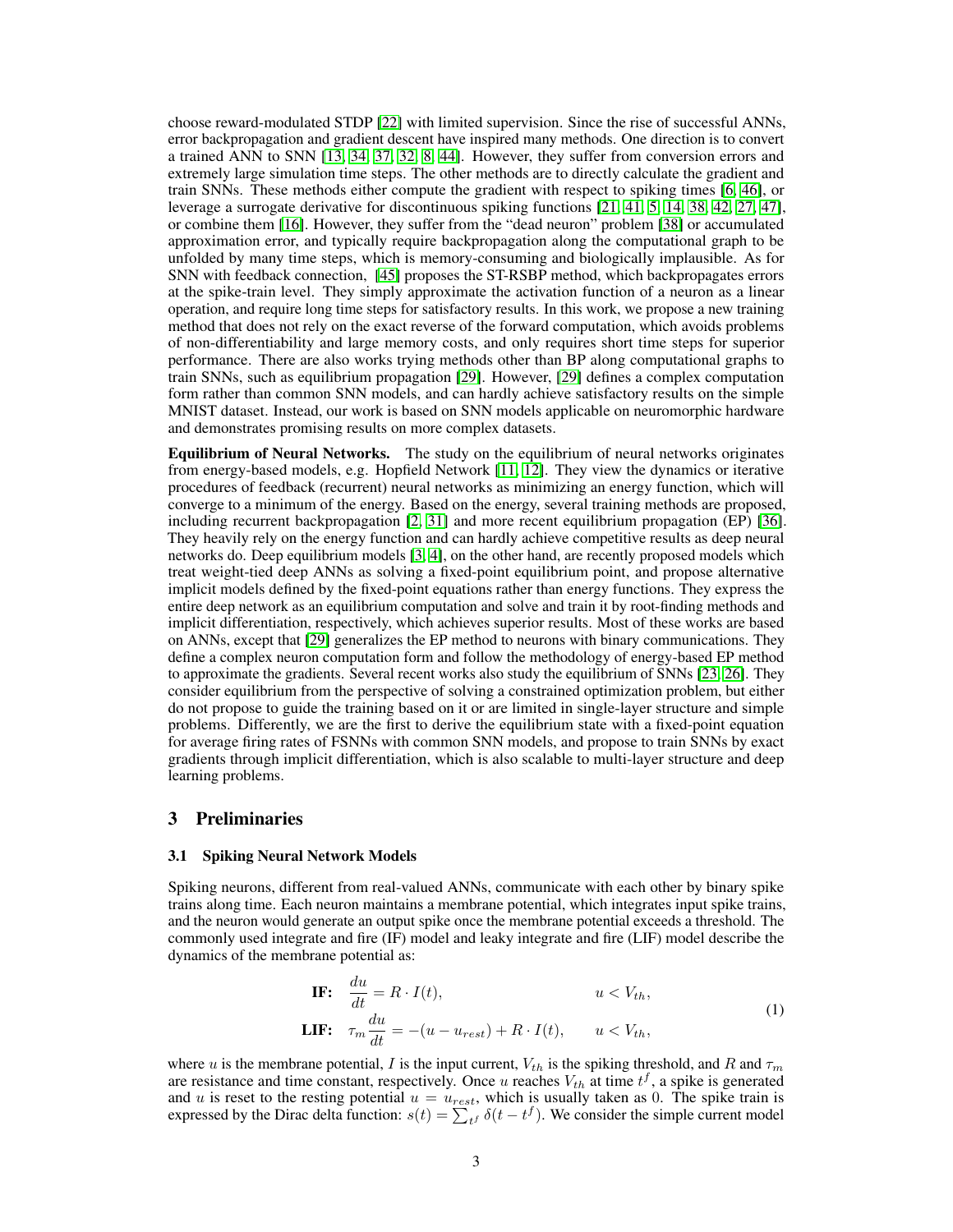choose reward-modulated STDP [22] with limited supervision. Since the rise of successful ANNs, error backpropagation and gradient descent have inspired many methods. One direction is to convert a trained ANN to SNN [13, 34, 37, 32, 8, 44]. However, they suffer from conversion errors and extremely large simulation time steps. The other methods are to directly calculate the gradient and train SNNs. These methods either compute the gradient with respect to spiking times [6, 46], or leverage a surrogate derivative for discontinuous spiking functions [21, 41, 5, 14, 38, 42, 27, 47], or combine them [16]. However, they suffer from the "dead neuron" problem [38] or accumulated approximation error, and typically require backpropagation along the computational graph to be unfolded by many time steps, which is memory-consuming and biologically implausible. As for SNN with feedback connection, [45] proposes the ST-RSBP method, which backpropagates errors at the spike-train level. They simply approximate the activation function of a neuron as a linear operation, and require long time steps for satisfactory results. In this work, we propose a new training method that does not rely on the exact reverse of the forward computation, which avoids problems of non-differentiability and large memory costs, and only requires short time steps for superior performance. There are also works trying methods other than BP along computational graphs to train SNNs, such as equilibrium propagation [29]. However, [29] defines a complex computation form rather than common SNN models, and can hardly achieve satisfactory results on the simple MNIST dataset. Instead, our work is based on SNN models applicable on neuromorphic hardware and demonstrates promising results on more complex datasets.

**Equilibrium of Neural Networks.** The study on the equilibrium of neural networks originates from energy-based models, e.g. Hopfield Network [11, 12]. They view the dynamics or iterative procedures of feedback (recurrent) neural networks as minimizing an energy function, which will converge to a minimum of the energy. Based on the energy, several training methods are proposed, including recurrent backpropagation [2, 31] and more recent equilibrium propagation (EP) [36]. They heavily rely on the energy function and can hardly achieve competitive results as deep neural networks do. Deep equilibrium models [3, 4], on the other hand, are recently proposed models which treat weight-tied deep ANNs as solving a fixed-point equilibrium point, and propose alternative implicit models defined by the fixed-point equations rather than energy functions. They express the entire deep network as an equilibrium computation and solve and train it by root-finding methods and implicit differentiation, respectively, which achieves superior results. Most of these works are based on ANNs, except that [29] generalizes the EP method to neurons with binary communications. They define a complex neuron computation form and follow the methodology of energy-based EP method to approximate the gradients. Several recent works also study the equilibrium of SNNs [23, 26]. They consider equilibrium from the perspective of solving a constrained optimization problem, but either do not propose to guide the training based on it or are limited in single-layer structure and simple problems. Differently, we are the first to derive the equilibrium state with a fixed-point equation for average firing rates of FSNNs with common SNN models, and propose to train SNNs by exact gradients through implicit differentiation, which is also scalable to multi-layer structure and deep learning problems.

## 3 Preliminaries

### 3.1 Spiking Neural Network Models

Spiking neurons, different from real-valued ANNs, communicate with each other by binary spike trains along time. Each neuron maintains a membrane potential, which integrates input spike trains, and the neuron would generate an output spike once the membrane potential exceeds a threshold. The commonly used integrate and fire (IF) model and leaky integrate and fire (LIF) model describe the dynamics of the membrane potential as:

$$
\begin{aligned}
&\textbf{IF:} \quad \frac{du}{dt} = R \cdot I(t), && u < V_{th}, \\
&\textbf{LIF:} \quad \tau_m \frac{du}{dt} = -(u - u_{rest}) + R \cdot I(t), && u < V_{th},
\end{aligned}
\tag{1}
$$

where $u$ is the membrane potential, $I$ is the input current, $V_{th}$ is the spiking threshold, and $R$ and $\tau_m$ are resistance and time constant, respectively. Once $u$ reaches $V_{th}$ at time $t^f$, a spike is generated and $u$ is reset to the resting potential $u = u_{rest}$, which is usually taken as 0. The spike train is expressed by the Dirac delta function: $s(t) = \sum_{t^f} \delta(t - t^f)$. We consider the simple current model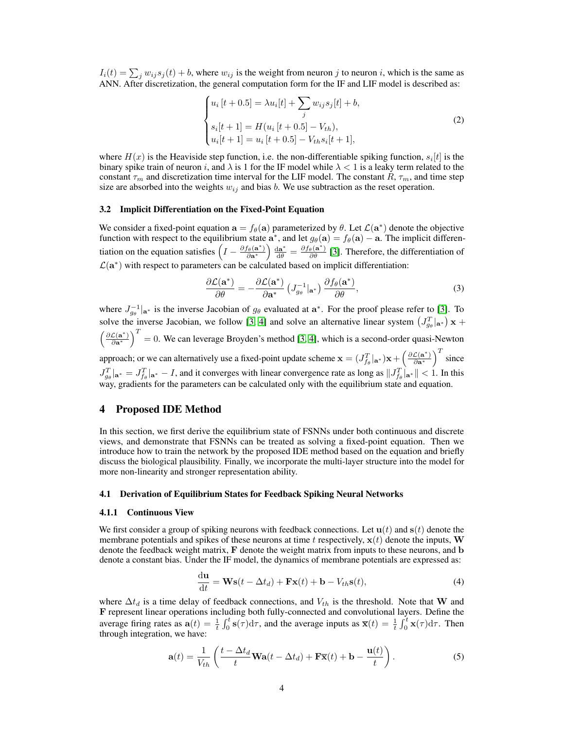$I_i(t) = \sum_j w_{ij} s_j(t) + b$, where $w_{ij}$ is the weight from neuron $j$ to neuron $i$, which is the same as ANN. After discretization, the general computation form for the IF and LIF model is described as:

$$
\begin{cases}
u_i\left[t+0.5\right] = \lambda u_i[t] + \sum_j w_{ij} s_j[t] + b, \\
s_i[t+1] = H(u_i\left[t+0.5\right] - V_{th}), \\
u_i[t+1] = u_i\left[t+0.5\right] - V_{th} s_i[t+1],
\end{cases}
\tag{2}
$$

where $H(x)$ is the Heaviside step function, i.e. the non-differentiable spiking function, $s_i[t]$ is the binary spike train of neuron $i$, and $\lambda$ is 1 for the IF model while $\lambda < 1$ is a leaky term related to the constant $\tau_m$ and discretization time interval for the LIF model. The constant $R$, $\tau_m$, and time step size are absorbed into the weights $w_{ij}$ and bias $b$. We use subtraction as the reset operation.

### 3.2 Implicit Differentiation on the Fixed-Point Equation

We consider a fixed-point equation $\mathbf{a} = f_\theta(\mathbf{a})$ parameterized by $\theta$. Let $\mathcal{L}(\mathbf{a}^*)$ denote the objective function with respect to the equilibrium state $\mathbf{a}^*$, and let $g_\theta(\mathbf{a}) = f_\theta(\mathbf{a}) - \mathbf{a}$. The implicit differentiation on the equation satisfies $\left(I - \frac{\partial f_\theta(\mathbf{a}^*)}{\partial \mathbf{a}^*}\right) \frac{\mathrm{d}\mathbf{a}^*}{\mathrm{d}\theta} = \frac{\partial f_\theta(\mathbf{a}^*)}{\partial \theta}$ [3]. Therefore, the differentiation of $\mathcal{L}(\mathbf{a}^*)$ with respect to parameters can be calculated based on implicit differentiation:

$$
\frac{\partial \mathcal{L}(\mathbf{a}^*)}{\partial \theta} = -\frac{\partial \mathcal{L}(\mathbf{a}^*)}{\partial \mathbf{a}^*} \left(J_{g_\theta}^{-1}|_{\mathbf{a}^*}\right) \frac{\partial f_\theta(\mathbf{a}^*)}{\partial \theta},
\tag{3}
$$

where $J_{g_\theta}^{-1}|_{\mathbf{a}^*}$ is the inverse Jacobian of $g_\theta$ evaluated at $\mathbf{a}^*$. For the proof please refer to [3]. To solve the inverse Jacobian, we follow [3, 4] and solve an alternative linear system $\left(J_{g_\theta}^T|_{\mathbf{a}^*}\right) \mathbf{x} + \left(\frac{\partial \mathcal{L}(\mathbf{a}^*)}{\partial \mathbf{a}^*}\right)^T = 0$. We can leverage Broyden's method [3, 4], which is a second-order quasi-Newton approach; or we can alternatively use a fixed-point update scheme $\mathbf{x} = (J_{f_\theta}^T|_{\mathbf{a}^*})\mathbf{x} + \left(\frac{\partial \mathcal{L}(\mathbf{a}^*)}{\partial \mathbf{a}^*}\right)^T$ since $J_{g_\theta}^T|_{\mathbf{a}^*} = J_{f_\theta}^T|_{\mathbf{a}^*} - I$, and it converges with linear convergence rate as long as $\|J_{f_\theta}^T|_{\mathbf{a}^*}\| < 1$. In this way, gradients for the parameters can be calculated only with the equilibrium state and equation.

## 4 Proposed IDE Method

In this section, we first derive the equilibrium state of FSNNs under both continuous and discrete views, and demonstrate that FSNNs can be treated as solving a fixed-point equation. Then we introduce how to train the network by the proposed IDE method based on the equation and briefly discuss the biological plausibility. Finally, we incorporate the multi-layer structure into the model for more non-linearity and stronger representation ability.

### 4.1 Derivation of Equilibrium States for Feedback Spiking Neural Networks

#### 4.1.1 Continuous View

We first consider a group of spiking neurons with feedback connections. Let $\mathbf{u}(t)$ and $\mathbf{s}(t)$ denote the membrane potentials and spikes of these neurons at time $t$ respectively, $\mathbf{x}(t)$ denote the inputs, $\mathbf{W}$ denote the feedback weight matrix, $\mathbf{F}$ denote the weight matrix from inputs to these neurons, and $\mathbf{b}$ denote a constant bias. Under the IF model, the dynamics of membrane potentials are expressed as:

$$
\frac{\mathrm{d}\mathbf{u}}{\mathrm{d}t} = \mathbf{W}\mathbf{s}(t - \Delta t_d) + \mathbf{F}\mathbf{x}(t) + \mathbf{b} - V_{th}\mathbf{s}(t),
\tag{4}
$$

where $\Delta t_d$ is a time delay of feedback connections, and $V_{th}$ is the threshold. Note that $\mathbf{W}$ and $\mathbf{F}$ represent linear operations including both fully-connected and convolutional layers. Define the average firing rates as $\mathbf{a}(t) = \frac{1}{t}\int_0^t \mathbf{s}(\tau)\mathrm{d}\tau$, and the average inputs as $\overline{\mathbf{x}}(t) = \frac{1}{t}\int_0^t \mathbf{x}(\tau)\mathrm{d}\tau$. Then through integration, we have:

$$
\mathbf{a}(t) = \frac{1}{V_{th}}\left(\frac{t - \Delta t_d}{t}\mathbf{W}\mathbf{a}(t - \Delta t_d) + \mathbf{F}\overline{\mathbf{x}}(t) + \mathbf{b} - \frac{\mathbf{u}(t)}{t}\right).
\tag{5}
$$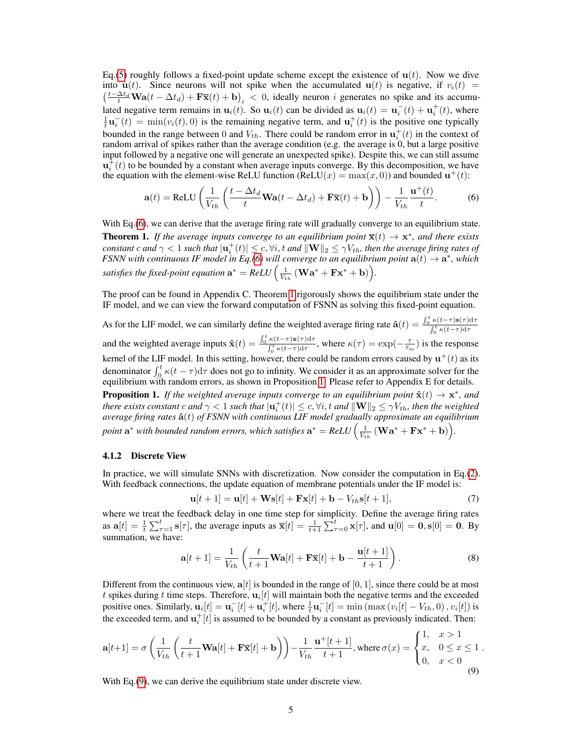Eq.(5) roughly follows a fixed-point update scheme except the existence of $\mathbf{u}(t)$. Now we dive into $\mathbf{u}(t)$. Since neurons will not spike when the accumulated $\mathbf{u}(t)$ is negative, if $v_i(t) = \left(\frac{t-\Delta t_d}{t}\mathbf{W}\mathbf{a}(t-\Delta t_d) + \mathbf{F}\overline{\mathbf{x}}(t) + \mathbf{b}\right)_i < 0$, ideally neuron $i$ generates no spike and its accumulated negative term remains in $\mathbf{u}_i(t)$. So $\mathbf{u}_i(t)$ can be divided as $\mathbf{u}_i(t) = \mathbf{u}_i^-(t) + \mathbf{u}_i^+(t)$, where $\frac{1}{t}\mathbf{u}_i^-(t) = \min(v_i(t), 0)$ is the remaining negative term, and $\mathbf{u}_i^+(t)$ is the positive one typically bounded in the range between 0 and $V_{th}$. There could be random error in $\mathbf{u}_i^+(t)$ in the context of random arrival of spikes rather than the average condition (e.g. the average is 0, but a large positive input followed by a negative one will generate an unexpected spike). Despite this, we can still assume $\mathbf{u}_i^+(t)$ to be bounded by a constant when average inputs converge. By this decomposition, we have the equation with the element-wise ReLU function ($\text{ReLU}(x) = \max(x, 0)$) and bounded $\mathbf{u}^+(t)$:

$$\mathbf{a}(t) = \text{ReLU}\left(\frac{1}{V_{th}}\left(\frac{t-\Delta t_d}{t}\mathbf{W}\mathbf{a}(t-\Delta t_d) + \mathbf{F}\overline{\mathbf{x}}(t) + \mathbf{b}\right)\right) - \frac{1}{V_{th}}\frac{\mathbf{u}^+(t)}{t}. \tag{6}$$

With Eq.(6), we can derive that the average firing rate will gradually converge to an equilibrium state.

**Theorem 1.** *If the average inputs converge to an equilibrium point $\overline{\mathbf{x}}(t) \to \mathbf{x}^*$, and there exists constant $c$ and $\gamma < 1$ such that $|\mathbf{u}_i^+(t)| \le c, \forall i, t$ and $\|\mathbf{W}\|_2 \le \gamma V_{th}$, then the average firing rates of FSNN with continuous IF model in Eq.(6) will converge to an equilibrium point $\mathbf{a}(t) \to \mathbf{a}^*$, which satisfies the fixed-point equation $\mathbf{a}^* = \text{ReLU}\left(\frac{1}{V_{th}}\left(\mathbf{W}\mathbf{a}^* + \mathbf{F}\mathbf{x}^* + \mathbf{b}\right)\right)$.*

The proof can be found in Appendix C. Theorem 1 rigorously shows the equilibrium state under the IF model, and we can view the forward computation of FSNN as solving this fixed-point equation.

As for the LIF model, we can similarly define the weighted average firing rate $\hat{\mathbf{a}}(t) = \frac{\int_0^t \kappa(t-\tau)\mathbf{s}(\tau)\mathrm{d}\tau}{\int_0^t \kappa(t-\tau)\mathrm{d}\tau}$ and the weighted average inputs $\hat{\mathbf{x}}(t) = \frac{\int_0^t \kappa(t-\tau)\mathbf{x}(\tau)\mathrm{d}\tau}{\int_0^t \kappa(t-\tau)\mathrm{d}\tau}$, where $\kappa(\tau) = \exp(-\frac{\tau}{\tau_m})$ is the response kernel of the LIF model. In this setting, however, there could be random errors caused by $\mathbf{u}^+(t)$ as its denominator $\int_0^t \kappa(t-\tau)\mathrm{d}\tau$ does not go to infinity. We consider it as an approximate solver for the equilibrium with random errors, as shown in Proposition 1. Please refer to Appendix E for details.

**Proposition 1.** *If the weighted average inputs converge to an equilibrium point $\hat{\mathbf{x}}(t) \to \mathbf{x}^*$, and there exists constant $c$ and $\gamma < 1$ such that $|\mathbf{u}_i^+(t)| \le c, \forall i, t$ and $\|\mathbf{W}\|_2 \le \gamma V_{th}$, then the weighted average firing rates $\hat{\mathbf{a}}(t)$ of FSNN with continuous LIF model gradually approximate an equilibrium point $\mathbf{a}^*$ with bounded random errors, which satisfies $\mathbf{a}^* = \text{ReLU}\left(\frac{1}{V_{th}}\left(\mathbf{W}\mathbf{a}^* + \mathbf{F}\mathbf{x}^* + \mathbf{b}\right)\right)$.*

### 4.1.2 Discrete View

In practice, we will simulate SNNs with discretization. Now consider the computation in Eq.(2). With feedback connections, the update equation of membrane potentials under the IF model is:

$$\mathbf{u}[t+1] = \mathbf{u}[t] + \mathbf{W}\mathbf{s}[t] + \mathbf{F}\mathbf{x}[t] + \mathbf{b} - V_{th}\mathbf{s}[t+1], \tag{7}$$

where we treat the feedback delay in one time step for simplicity. Define the average firing rates as $\mathbf{a}[t] = \frac{1}{t}\sum_{\tau=1}^{t}\mathbf{s}[\tau]$, the average inputs as $\overline{\mathbf{x}}[t] = \frac{1}{t+1}\sum_{\tau=0}^{t}\mathbf{x}[\tau]$, and $\mathbf{u}[0] = \mathbf{0}, \mathbf{s}[0] = \mathbf{0}$. By summation, we have:

$$\mathbf{a}[t+1] = \frac{1}{V_{th}}\left(\frac{t}{t+1}\mathbf{W}\mathbf{a}[t] + \mathbf{F}\overline{\mathbf{x}}[t] + \mathbf{b} - \frac{\mathbf{u}[t+1]}{t+1}\right). \tag{8}$$

Different from the continuous view, $\mathbf{a}[t]$ is bounded in the range of $[0, 1]$, since there could be at most $t$ spikes during $t$ time steps. Therefore, $\mathbf{u}_i[t]$ will maintain both the negative terms and the exceeded positive ones. Similarly, $\mathbf{u}_i[t] = \mathbf{u}_i^-[t] + \mathbf{u}_i^+[t]$, where $\frac{1}{t}\mathbf{u}_i^-[t] = \min\left(\max\left(v_i[t] - V_{th}, 0\right), v_i[t]\right)$ is the exceeded term, and $\mathbf{u}_i^+[t]$ is assumed to be bounded by a constant as previously indicated. Then:

$$\mathbf{a}[t+1] = \sigma\left(\frac{1}{V_{th}}\left(\frac{t}{t+1}\mathbf{W}\mathbf{a}[t] + \mathbf{F}\overline{\mathbf{x}}[t] + \mathbf{b}\right)\right) - \frac{1}{V_{th}}\frac{\mathbf{u}^+[t+1]}{t+1}, \text{ where } \sigma(x) = \begin{cases} 1, & x > 1 \\ x, & 0 \le x \le 1 \\ 0, & x < 0 \end{cases}. \tag{9}$$

With Eq.(9), we can derive the equilibrium state under discrete view.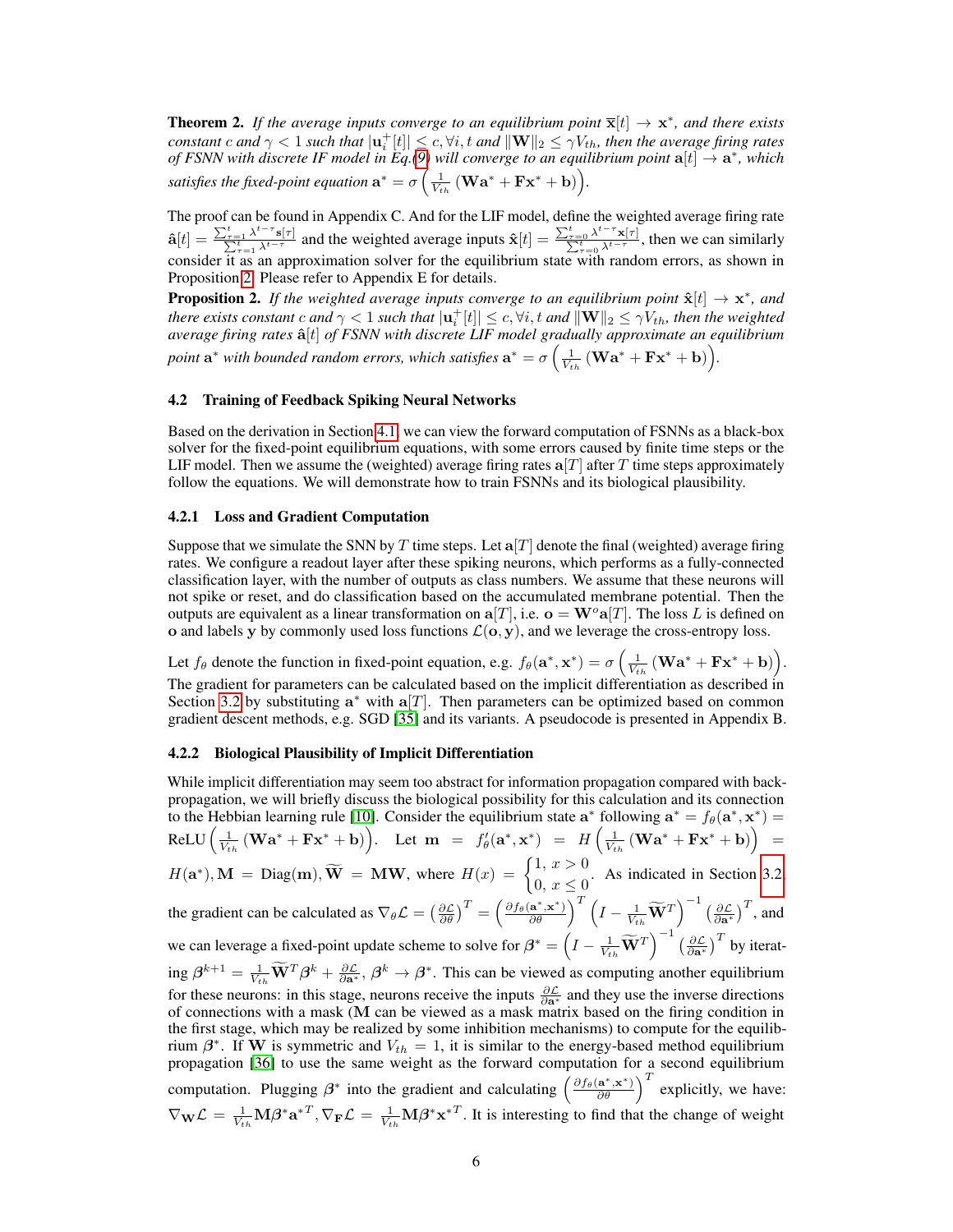**Theorem 2.** *If the average inputs converge to an equilibrium point $\overline{\mathbf{x}}[t] \to \mathbf{x}^*$, and there exists constant $c$ and $\gamma < 1$ such that $|\mathbf{u}_i^+[t]| \leq c, \forall i, t$ and $\|\mathbf{W}\|_2 \leq \gamma V_{th}$, then the average firing rates of FSNN with discrete IF model in Eq.(9) will converge to an equilibrium point $\mathbf{a}[t] \to \mathbf{a}^*$, which satisfies the fixed-point equation $\mathbf{a}^* = \sigma\left(\frac{1}{V_{th}}\left(\mathbf{W}\mathbf{a}^* + \mathbf{F}\mathbf{x}^* + \mathbf{b}\right)\right)$.*

The proof can be found in Appendix C. And for the LIF model, define the weighted average firing rate $\hat{\mathbf{a}}[t] = \frac{\sum_{\tau=1}^{t} \lambda^{t-\tau}\mathbf{s}[\tau]}{\sum_{\tau=1}^{t} \lambda^{t-\tau}}$ and the weighted average inputs $\hat{\mathbf{x}}[t] = \frac{\sum_{\tau=0}^{t} \lambda^{t-\tau}\mathbf{x}[\tau]}{\sum_{\tau=0}^{t} \lambda^{t-\tau}}$, then we can similarly consider it as an approximation solver for the equilibrium state with random errors, as shown in Proposition 2. Please refer to Appendix E for details.

**Proposition 2.** *If the weighted average inputs converge to an equilibrium point $\hat{\mathbf{x}}[t] \to \mathbf{x}^*$, and there exists constant $c$ and $\gamma < 1$ such that $|\mathbf{u}_i^+[t]| \leq c, \forall i, t$ and $\|\mathbf{W}\|_2 \leq \gamma V_{th}$, then the weighted average firing rates $\hat{\mathbf{a}}[t]$ of FSNN with discrete LIF model gradually approximate an equilibrium point $\mathbf{a}^*$ with bounded random errors, which satisfies $\mathbf{a}^* = \sigma\left(\frac{1}{V_{th}}\left(\mathbf{W}\mathbf{a}^* + \mathbf{F}\mathbf{x}^* + \mathbf{b}\right)\right)$.*

## 4.2 Training of Feedback Spiking Neural Networks

Based on the derivation in Section 4.1, we can view the forward computation of FSNNs as a black-box solver for the fixed-point equilibrium equations, with some errors caused by finite time steps or the LIF model. Then we assume the (weighted) average firing rates $\mathbf{a}[T]$ after $T$ time steps approximately follow the equations. We will demonstrate how to train FSNNs and its biological plausibility.

### 4.2.1 Loss and Gradient Computation

Suppose that we simulate the SNN by $T$ time steps. Let $\mathbf{a}[T]$ denote the final (weighted) average firing rates. We configure a readout layer after these spiking neurons, which performs as a fully-connected classification layer, with the number of outputs as class numbers. We assume that these neurons will not spike or reset, and do classification based on the accumulated membrane potential. Then the outputs are equivalent as a linear transformation on $\mathbf{a}[T]$, i.e. $\mathbf{o} = \mathbf{W}^o\mathbf{a}[T]$. The loss $L$ is defined on $\mathbf{o}$ and labels $\mathbf{y}$ by commonly used loss functions $\mathcal{L}(\mathbf{o}, \mathbf{y})$, and we leverage the cross-entropy loss.

Let $f_\theta$ denote the function in fixed-point equation, e.g. $f_\theta(\mathbf{a}^*, \mathbf{x}^*) = \sigma\left(\frac{1}{V_{th}}\left(\mathbf{W}\mathbf{a}^* + \mathbf{F}\mathbf{x}^* + \mathbf{b}\right)\right)$. The gradient for parameters can be calculated based on the implicit differentiation as described in Section 3.2 by substituting $\mathbf{a}^*$ with $\mathbf{a}[T]$. Then parameters can be optimized based on common gradient descent methods, e.g. SGD [35] and its variants. A pseudocode is presented in Appendix B.

### 4.2.2 Biological Plausibility of Implicit Differentiation

While implicit differentiation may seem too abstract for information propagation compared with back-propagation, we will briefly discuss the biological possibility for this calculation and its connection to the Hebbian learning rule [10]. Consider the equilibrium state $\mathbf{a}^*$ following $\mathbf{a}^* = f_\theta(\mathbf{a}^*, \mathbf{x}^*) = \text{ReLU}\left(\frac{1}{V_{th}}\left(\mathbf{W}\mathbf{a}^* + \mathbf{F}\mathbf{x}^* + \mathbf{b}\right)\right)$. Let $\mathbf{m} = f'_\theta(\mathbf{a}^*, \mathbf{x}^*) = H\left(\frac{1}{V_{th}}\left(\mathbf{W}\mathbf{a}^* + \mathbf{F}\mathbf{x}^* + \mathbf{b}\right)\right) = H(\mathbf{a}^*), \mathbf{M} = \text{Diag}(\mathbf{m}), \widetilde{\mathbf{W}} = \mathbf{M}\mathbf{W}$, where $H(x) = \begin{cases} 1, & x > 0 \\ 0, & x \leq 0 \end{cases}$. As indicated in Section 3.2, the gradient can be calculated as $\nabla_\theta \mathcal{L} = \left(\frac{\partial \mathcal{L}}{\partial \theta}\right)^T = \left(\frac{\partial f_\theta(\mathbf{a}^*, \mathbf{x}^*)}{\partial \theta}\right)^T \left(I - \frac{1}{V_{th}}\widetilde{\mathbf{W}}^T\right)^{-1} \left(\frac{\partial \mathcal{L}}{\partial \mathbf{a}^*}\right)^T$, and we can leverage a fixed-point update scheme to solve for $\boldsymbol{\beta}^* = \left(I - \frac{1}{V_{th}}\widetilde{\mathbf{W}}^T\right)^{-1} \left(\frac{\partial \mathcal{L}}{\partial \mathbf{a}^*}\right)^T$ by iterating $\boldsymbol{\beta}^{k+1} = \frac{1}{V_{th}}\widetilde{\mathbf{W}}^T\boldsymbol{\beta}^k + \frac{\partial \mathcal{L}}{\partial \mathbf{a}^*}$, $\boldsymbol{\beta}^k \to \boldsymbol{\beta}^*$. This can be viewed as computing another equilibrium for these neurons: in this stage, neurons receive the inputs $\frac{\partial \mathcal{L}}{\partial \mathbf{a}^*}$ and they use the inverse directions of connections with a mask ($\mathbf{M}$ can be viewed as a mask matrix based on the firing condition in the first stage, which may be realized by some inhibition mechanisms) to compute for the equilibrium $\boldsymbol{\beta}^*$. If $\mathbf{W}$ is symmetric and $V_{th} = 1$, it is similar to the energy-based method equilibrium propagation [36] to use the same weight as the forward computation for a second equilibrium computation. Plugging $\boldsymbol{\beta}^*$ into the gradient and calculating $\left(\frac{\partial f_\theta(\mathbf{a}^*, \mathbf{x}^*)}{\partial \theta}\right)^T$ explicitly, we have: $\nabla_{\mathbf{W}} \mathcal{L} = \frac{1}{V_{th}}\mathbf{M}\boldsymbol{\beta}^*\mathbf{a}^{*T}, \nabla_{\mathbf{F}} \mathcal{L} = \frac{1}{V_{th}}\mathbf{M}\boldsymbol{\beta}^*\mathbf{x}^{*T}$. It is interesting to find that the change of weight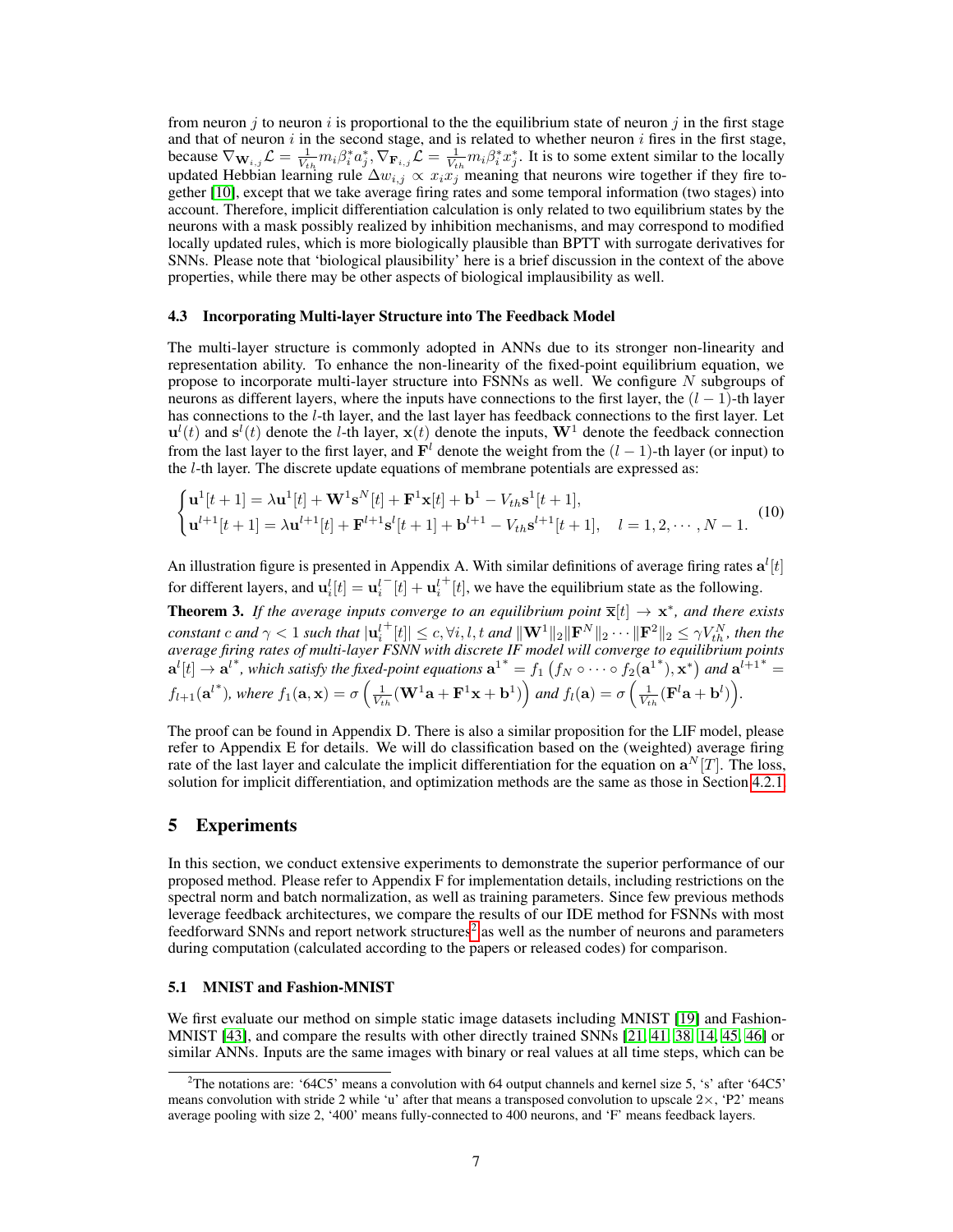from neuron $j$ to neuron $i$ is proportional to the the equilibrium state of neuron $j$ in the first stage and that of neuron $i$ in the second stage, and is related to whether neuron $i$ fires in the first stage, because $\nabla_{\mathbf{W}_{i,j}}\mathcal{L} = \frac{1}{V_{th}} m_i \beta_i^* a_j^*, \nabla_{\mathbf{F}_{i,j}}\mathcal{L} = \frac{1}{V_{th}} m_i \beta_i^* x_j^*$. It is to some extent similar to the locally updated Hebbian learning rule $\Delta w_{i,j} \propto x_i x_j$ meaning that neurons wire together if they fire together [10], except that we take average firing rates and some temporal information (two stages) into account. Therefore, implicit differentiation calculation is only related to two equilibrium states by the neurons with a mask possibly realized by inhibition mechanisms, and may correspond to modified locally updated rules, which is more biologically plausible than BPTT with surrogate derivatives for SNNs. Please note that 'biological plausibility' here is a brief discussion in the context of the above properties, while there may be other aspects of biological implausibility as well.

### 4.3 Incorporating Multi-layer Structure into The Feedback Model

The multi-layer structure is commonly adopted in ANNs due to its stronger non-linearity and representation ability. To enhance the non-linearity of the fixed-point equilibrium equation, we propose to incorporate multi-layer structure into FSNNs as well. We configure $N$ subgroups of neurons as different layers, where the inputs have connections to the first layer, the $(l-1)$-th layer has connections to the $l$-th layer, and the last layer has feedback connections to the first layer. Let $\mathbf{u}^l(t)$ and $\mathbf{s}^l(t)$ denote the $l$-th layer, $\mathbf{x}(t)$ denote the inputs, $\mathbf{W}^1$ denote the feedback connection from the last layer to the first layer, and $\mathbf{F}^l$ denote the weight from the $(l-1)$-th layer (or input) to the $l$-th layer. The discrete update equations of membrane potentials are expressed as:

$$
\begin{cases}
\mathbf{u}^1[t+1] = \lambda \mathbf{u}^1[t] + \mathbf{W}^1 \mathbf{s}^N[t] + \mathbf{F}^1 \mathbf{x}[t] + \mathbf{b}^1 - V_{th}\mathbf{s}^1[t+1], \\
\mathbf{u}^{l+1}[t+1] = \lambda \mathbf{u}^{l+1}[t] + \mathbf{F}^{l+1}\mathbf{s}^l[t+1] + \mathbf{b}^{l+1} - V_{th}\mathbf{s}^{l+1}[t+1], \quad l = 1, 2, \cdots, N-1.
\end{cases}
\tag{10}
$$

An illustration figure is presented in Appendix A. With similar definitions of average firing rates $\mathbf{a}^l[t]$ for different layers, and $\mathbf{u}_i^l[t] = \mathbf{u}_i^{l-}[t] + \mathbf{u}_i^{l+}[t]$, we have the equilibrium state as the following.

**Theorem 3.** *If the average inputs converge to an equilibrium point $\overline{\mathbf{x}}[t] \to \mathbf{x}^*$, and there exists constant $c$ and $\gamma < 1$ such that $|\mathbf{u}_i^{l+}[t]| \leq c, \forall i, l, t$ and $\|\mathbf{W}^1\|_2 \|\mathbf{F}^N\|_2 \cdots \|\mathbf{F}^2\|_2 \leq \gamma V_{th}^N$, then the average firing rates of multi-layer FSNN with discrete IF model will converge to equilibrium points $\mathbf{a}^l[t] \to \mathbf{a}^{l*}$, which satisfy the fixed-point equations $\mathbf{a}^{1*} = f_1\left(f_N \circ \cdots \circ f_2(\mathbf{a}^{1*}), \mathbf{x}^*\right)$ and $\mathbf{a}^{l+1*} = f_{l+1}(\mathbf{a}^{l*})$, where $f_1(\mathbf{a}, \mathbf{x}) = \sigma\left(\frac{1}{V_{th}}(\mathbf{W}^1\mathbf{a} + \mathbf{F}^1\mathbf{x} + \mathbf{b}^1)\right)$ and $f_l(\mathbf{a}) = \sigma\left(\frac{1}{V_{th}}(\mathbf{F}^l\mathbf{a} + \mathbf{b}^l)\right)$.*

The proof can be found in Appendix D. There is also a similar proposition for the LIF model, please refer to Appendix E for details. We will do classification based on the (weighted) average firing rate of the last layer and calculate the implicit differentiation for the equation on $\mathbf{a}^N[T]$. The loss, solution for implicit differentiation, and optimization methods are the same as those in Section 4.2.1.

## 5 Experiments

In this section, we conduct extensive experiments to demonstrate the superior performance of our proposed method. Please refer to Appendix F for implementation details, including restrictions on the spectral norm and batch normalization, as well as training parameters. Since few previous methods leverage feedback architectures, we compare the results of our IDE method for FSNNs with most feedforward SNNs and report network structures[2] as well as the number of neurons and parameters during computation (calculated according to the papers or released codes) for comparison.

### 5.1 MNIST and Fashion-MNIST

We first evaluate our method on simple static image datasets including MNIST [19] and Fashion-MNIST [43], and compare the results with other directly trained SNNs [21, 41, 38, 14, 45, 46] or similar ANNs. Inputs are the same images with binary or real values at all time steps, which can be

[2] The notations are: '64C5' means a convolution with 64 output channels and kernel size 5, 's' after '64C5' means convolution with stride 2 while 'u' after that means a transposed convolution to upscale 2×, 'P2' means average pooling with size 2, '400' means fully-connected to 400 neurons, and 'F' means feedback layers.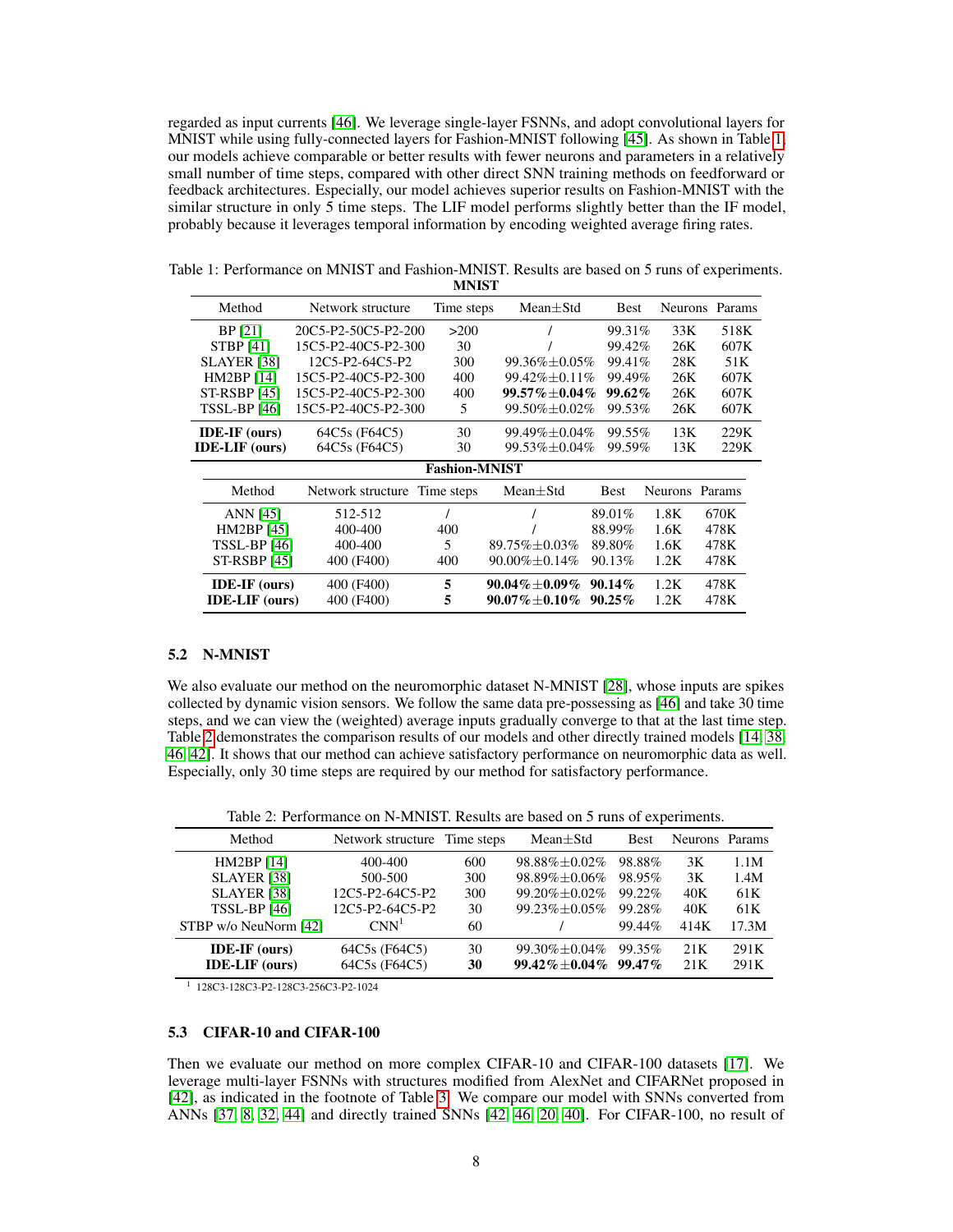regarded as input currents [46]. We leverage single-layer FSNNs, and adopt convolutional layers for MNIST while using fully-connected layers for Fashion-MNIST following [45]. As shown in Table 1, our models achieve comparable or better results with fewer neurons and parameters in a relatively small number of time steps, compared with other direct SNN training methods on feedforward or feedback architectures. Especially, our model achieves superior results on Fashion-MNIST with the similar structure in only 5 time steps. The LIF model performs slightly better than the IF model, probably because it leverages temporal information by encoding weighted average firing rates.

Table 1: Performance on MNIST and Fashion-MNIST. Results are based on 5 runs of experiments.

**MNIST**

| Method | Network structure | Time steps | Mean±Std | Best | Neurons | Params |
|---|---|---|---|---|---|---|
| BP [21] | 20C5-P2-50C5-P2-200 | >200 | / | 99.31% | 33K | 518K |
| STBP [41] | 15C5-P2-40C5-P2-300 | 30 | / | 99.42% | 26K | 607K |
| SLAYER [38] | 12C5-P2-64C5-P2 | 300 | 99.36%±0.05% | 99.41% | 28K | 51K |
| HM2BP [14] | 15C5-P2-40C5-P2-300 | 400 | 99.42%±0.11% | 99.49% | 26K | 607K |
| ST-RSBP [45] | 15C5-P2-40C5-P2-300 | 400 | **99.57%±0.04%** | **99.62%** | 26K | 607K |
| TSSL-BP [46] | 15C5-P2-40C5-P2-300 | 5 | 99.50%±0.02% | 99.53% | 26K | 607K |
| **IDE-IF (ours)** | 64C5s (F64C5) | 30 | 99.49%±0.04% | 99.55% | 13K | 229K |
| **IDE-LIF (ours)** | 64C5s (F64C5) | 30 | 99.53%±0.04% | 99.59% | 13K | 229K |

**Fashion-MNIST**

| Method | Network structure | Time steps | Mean±Std | Best | Neurons | Params |
|---|---|---|---|---|---|---|
| ANN [45] | 512-512 | / | / | 89.01% | 1.8K | 670K |
| HM2BP [45] | 400-400 | 400 | / | 88.99% | 1.6K | 478K |
| TSSL-BP [46] | 400-400 | 5 | 89.75%±0.03% | 89.80% | 1.6K | 478K |
| ST-RSBP [45] | 400 (F400) | 400 | 90.00%±0.14% | 90.13% | 1.2K | 478K |
| **IDE-IF (ours)** | 400 (F400) | **5** | **90.04%±0.09%** | **90.14%** | 1.2K | 478K |
| **IDE-LIF (ours)** | 400 (F400) | **5** | **90.07%±0.10%** | **90.25%** | 1.2K | 478K |

### 5.2 N-MNIST

We also evaluate our method on the neuromorphic dataset N-MNIST [28], whose inputs are spikes collected by dynamic vision sensors. We follow the same data pre-possessing as [46] and take 30 time steps, and we can view the (weighted) average inputs gradually converge to that at the last time step. Table 2 demonstrates the comparison results of our models and other directly trained models [14, 38, 46, 42]. It shows that our method can achieve satisfactory performance on neuromorphic data as well. Especially, only 30 time steps are required by our method for satisfactory performance.

Table 2: Performance on N-MNIST. Results are based on 5 runs of experiments.

| Method | Network structure | Time steps | Mean±Std | Best | Neurons | Params |
|---|---|---|---|---|---|---|
| HM2BP [14] | 400-400 | 600 | 98.88%±0.02% | 98.88% | 3K | 1.1M |
| SLAYER [38] | 500-500 | 300 | 98.89%±0.06% | 98.95% | 3K | 1.4M |
| SLAYER [38] | 12C5-P2-64C5-P2 | 300 | 99.20%±0.02% | 99.22% | 40K | 61K |
| TSSL-BP [46] | 12C5-P2-64C5-P2 | 30 | 99.23%±0.05% | 99.28% | 40K | 61K |
| STBP w/o NeuNorm [42] | CNN[1] | 60 | / | 99.44% | 414K | 17.3M |
| **IDE-IF (ours)** | 64C5s (F64C5) | 30 | 99.30%±0.04% | 99.35% | 21K | 291K |
| **IDE-LIF (ours)** | 64C5s (F64C5) | **30** | **99.42%±0.04%** | **99.47%** | 21K | 291K |

[1] 128C3-128C3-P2-128C3-256C3-P2-1024

### 5.3 CIFAR-10 and CIFAR-100

Then we evaluate our method on more complex CIFAR-10 and CIFAR-100 datasets [17]. We leverage multi-layer FSNNs with structures modified from AlexNet and CIFARNet proposed in [42], as indicated in the footnote of Table 3. We compare our model with SNNs converted from ANNs [37, 8, 32, 44] and directly trained SNNs [42, 46, 20, 40]. For CIFAR-100, no result of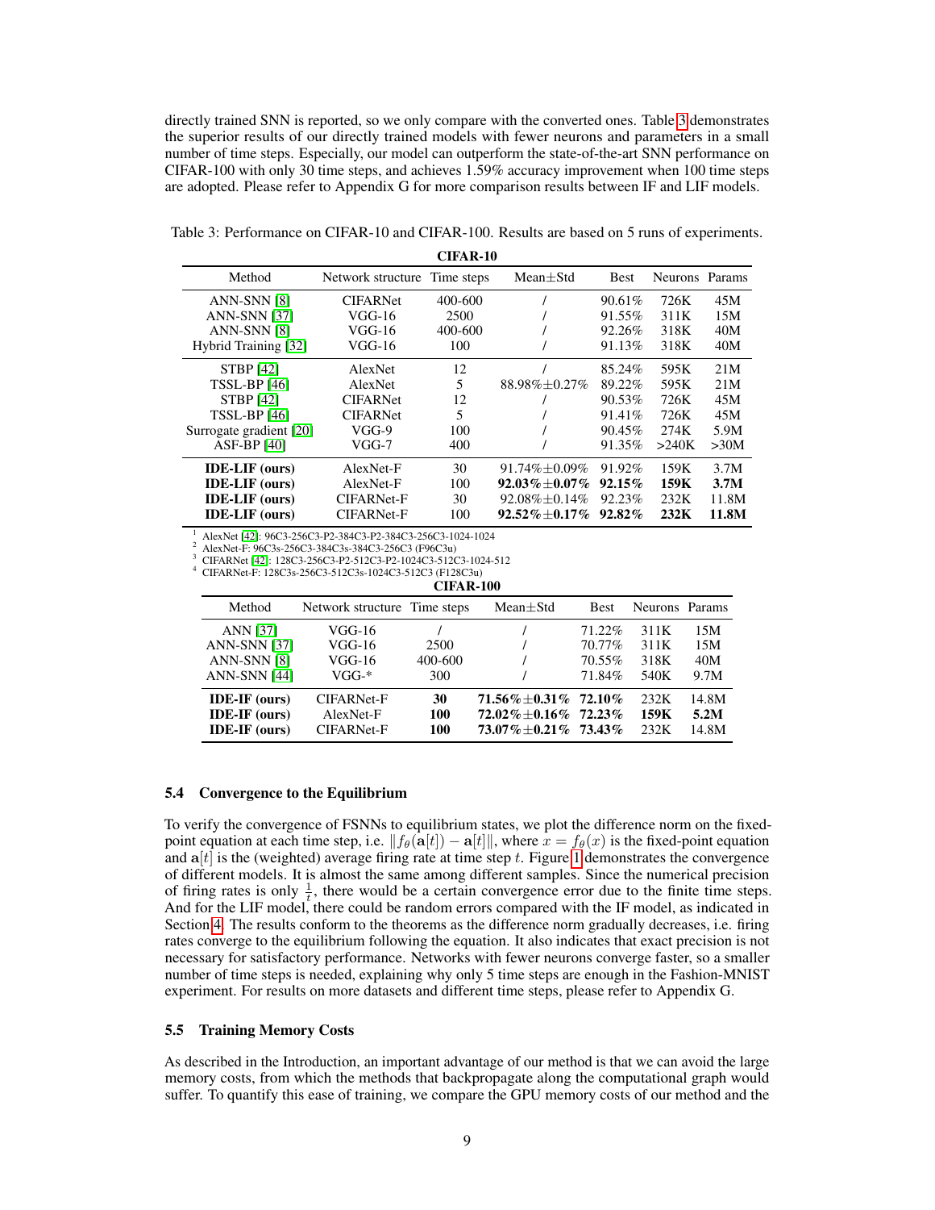directly trained SNN is reported, so we only compare with the converted ones. Table 3 demonstrates the superior results of our directly trained models with fewer neurons and parameters in a small number of time steps. Especially, our model can outperform the state-of-the-art SNN performance on CIFAR-100 with only 30 time steps, and achieves 1.59% accuracy improvement when 100 time steps are adopted. Please refer to Appendix G for more comparison results between IF and LIF models.

Table 3: Performance on CIFAR-10 and CIFAR-100. Results are based on 5 runs of experiments.

**CIFAR-10**

| Method | Network structure | Time steps | Mean±Std | Best | Neurons | Params |
|---|---|---|---|---|---|---|
| ANN-SNN [8] | CIFARNet | 400-600 | / | 90.61% | 726K | 45M |
| ANN-SNN [37] | VGG-16 | 2500 | / | 91.55% | 311K | 15M |
| ANN-SNN [8] | VGG-16 | 400-600 | / | 92.26% | 318K | 40M |
| Hybrid Training [32] | VGG-16 | 100 | / | 91.13% | 318K | 40M |
| STBP [42] | AlexNet | 12 | / | 85.24% | 595K | 21M |
| TSSL-BP [46] | AlexNet | 5 | 88.98%±0.27% | 89.22% | 595K | 21M |
| STBP [42] | CIFARNet | 12 | / | 90.53% | 726K | 45M |
| TSSL-BP [46] | CIFARNet | 5 | / | 91.41% | 726K | 45M |
| Surrogate gradient [20] | VGG-9 | 100 | / | 90.45% | 274K | 5.9M |
| ASF-BP [40] | VGG-7 | 400 | / | 91.35% | >240K | >30M |
| **IDE-LIF (ours)** | AlexNet-F | 30 | 91.74%±0.09% | 91.92% | 159K | 3.7M |
| **IDE-LIF (ours)** | AlexNet-F | 100 | **92.03%±0.07%** | **92.15%** | **159K** | **3.7M** |
| **IDE-LIF (ours)** | CIFARNet-F | 30 | 92.08%±0.14% | 92.23% | 232K | 11.8M |
| **IDE-LIF (ours)** | CIFARNet-F | 100 | **92.52%±0.17%** | **92.82%** | **232K** | **11.8M** |

[1] AlexNet [42]: 96C3-256C3-P2-384C3-P2-384C3-256C3-1024-1024
[2] AlexNet-F: 96C3s-256C3-384C3s-384C3-256C3 (F96C3u)
[3] CIFARNet [42]: 128C3-256C3-P2-512C3-P2-1024C3-512C3-1024-512
[4] CIFARNet-F: 128C3s-256C3-512C3s-1024C3-512C3 (F128C3u)

**CIFAR-100**

| Method | Network structure | Time steps | Mean±Std | Best | Neurons | Params |
|---|---|---|---|---|---|---|
| ANN [37] | VGG-16 | / | / | 71.22% | 311K | 15M |
| ANN-SNN [37] | VGG-16 | 2500 | / | 70.77% | 311K | 15M |
| ANN-SNN [8] | VGG-16 | 400-600 | / | 70.55% | 318K | 40M |
| ANN-SNN [44] | VGG-* | 300 | / | 71.84% | 540K | 9.7M |
| **IDE-IF (ours)** | CIFARNet-F | **30** | **71.56%±0.31%** | **72.10%** | 232K | 14.8M |
| **IDE-IF (ours)** | AlexNet-F | **100** | **72.02%±0.16%** | **72.23%** | **159K** | **5.2M** |
| **IDE-IF (ours)** | CIFARNet-F | **100** | **73.07%±0.21%** | **73.43%** | 232K | 14.8M |

### 5.4 Convergence to the Equilibrium

To verify the convergence of FSNNs to equilibrium states, we plot the difference norm on the fixed-point equation at each time step, i.e. $\|f_\theta(\mathbf{a}[t]) - \mathbf{a}[t]\|$, where $x = f_\theta(x)$ is the fixed-point equation and $\mathbf{a}[t]$ is the (weighted) average firing rate at time step $t$. Figure 1 demonstrates the convergence of different models. It is almost the same among different samples. Since the numerical precision of firing rates is only $\frac{1}{t}$, there would be a certain convergence error due to the finite time steps. And for the LIF model, there could be random errors compared with the IF model, as indicated in Section 4. The results conform to the theorems as the difference norm gradually decreases, i.e. firing rates converge to the equilibrium following the equation. It also indicates that exact precision is not necessary for satisfactory performance. Networks with fewer neurons converge faster, so a smaller number of time steps is needed, explaining why only 5 time steps are enough in the Fashion-MNIST experiment. For results on more datasets and different time steps, please refer to Appendix G.

### 5.5 Training Memory Costs

As described in the Introduction, an important advantage of our method is that we can avoid the large memory costs, from which the methods that backpropagate along the computational graph would suffer. To quantify this ease of training, we compare the GPU memory costs of our method and the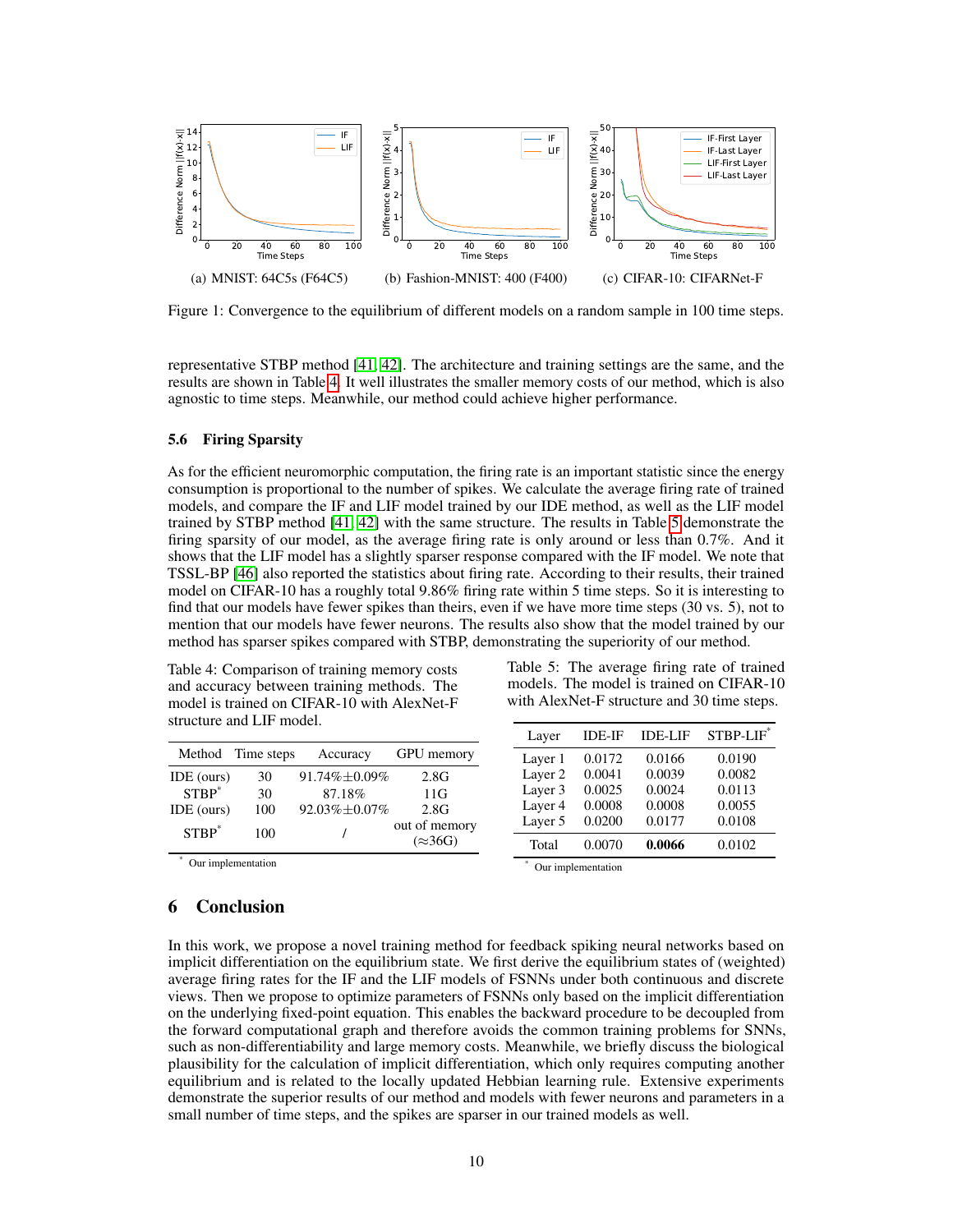(a) MNIST: 64C5s (F64C5)  (b) Fashion-MNIST: 400 (F400)  (c) CIFAR-10: CIFARNet-F

Figure 1: Convergence to the equilibrium of different models on a random sample in 100 time steps.

representative STBP method [41, 42]. The architecture and training settings are the same, and the results are shown in Table 4. It well illustrates the smaller memory costs of our method, which is also agnostic to time steps. Meanwhile, our method could achieve higher performance.

### 5.6 Firing Sparsity

As for the efficient neuromorphic computation, the firing rate is an important statistic since the energy consumption is proportional to the number of spikes. We calculate the average firing rate of trained models, and compare the IF and LIF model trained by our IDE method, as well as the LIF model trained by STBP method [41, 42] with the same structure. The results in Table 5 demonstrate the firing sparsity of our model, as the average firing rate is only around or less than 0.7%. And it shows that the LIF model has a slightly sparser response compared with the IF model. We note that TSSL-BP [46] also reported the statistics about firing rate. According to their results, their trained model on CIFAR-10 has a roughly total 9.86% firing rate within 5 time steps. So it is interesting to find that our models have fewer spikes than theirs, even if we have more time steps (30 vs. 5), not to mention that our models have fewer neurons. The results also show that the model trained by our method has sparser spikes compared with STBP, demonstrating the superiority of our method.

Table 4: Comparison of training memory costs and accuracy between training methods. The model is trained on CIFAR-10 with AlexNet-F structure and LIF model.

| Method | Time steps | Accuracy | GPU memory |
|---|---|---|---|
| IDE (ours) | 30 | 91.74%±0.09% | 2.8G |
| STBP* | 30 | 87.18% | 11G |
| IDE (ours) | 100 | 92.03%±0.07% | 2.8G |
| STBP* | 100 | / | out of memory (≈36G) |

\* Our implementation

Table 5: The average firing rate of trained models. The model is trained on CIFAR-10 with AlexNet-F structure and 30 time steps.

| Layer | IDE-IF | IDE-LIF | STBP-LIF* |
|---|---|---|---|
| Layer 1 | 0.0172 | 0.0166 | 0.0190 |
| Layer 2 | 0.0041 | 0.0039 | 0.0082 |
| Layer 3 | 0.0025 | 0.0024 | 0.0113 |
| Layer 4 | 0.0008 | 0.0008 | 0.0055 |
| Layer 5 | 0.0200 | 0.0177 | 0.0108 |
| Total | 0.0070 | **0.0066** | 0.0102 |

\* Our implementation

## 6 Conclusion

In this work, we propose a novel training method for feedback spiking neural networks based on implicit differentiation on the equilibrium state. We first derive the equilibrium states of (weighted) average firing rates for the IF and the LIF models of FSNNs under both continuous and discrete views. Then we propose to optimize parameters of FSNNs only based on the implicit differentiation on the underlying fixed-point equation. This enables the backward procedure to be decoupled from the forward computational graph and therefore avoids the common training problems for SNNs, such as non-differentiability and large memory costs. Meanwhile, we briefly discuss the biological plausibility for the calculation of implicit differentiation, which only requires computing another equilibrium and is related to the locally updated Hebbian learning rule. Extensive experiments demonstrate the superior results of our method and models with fewer neurons and parameters in a small number of time steps, and the spikes are sparser in our trained models as well.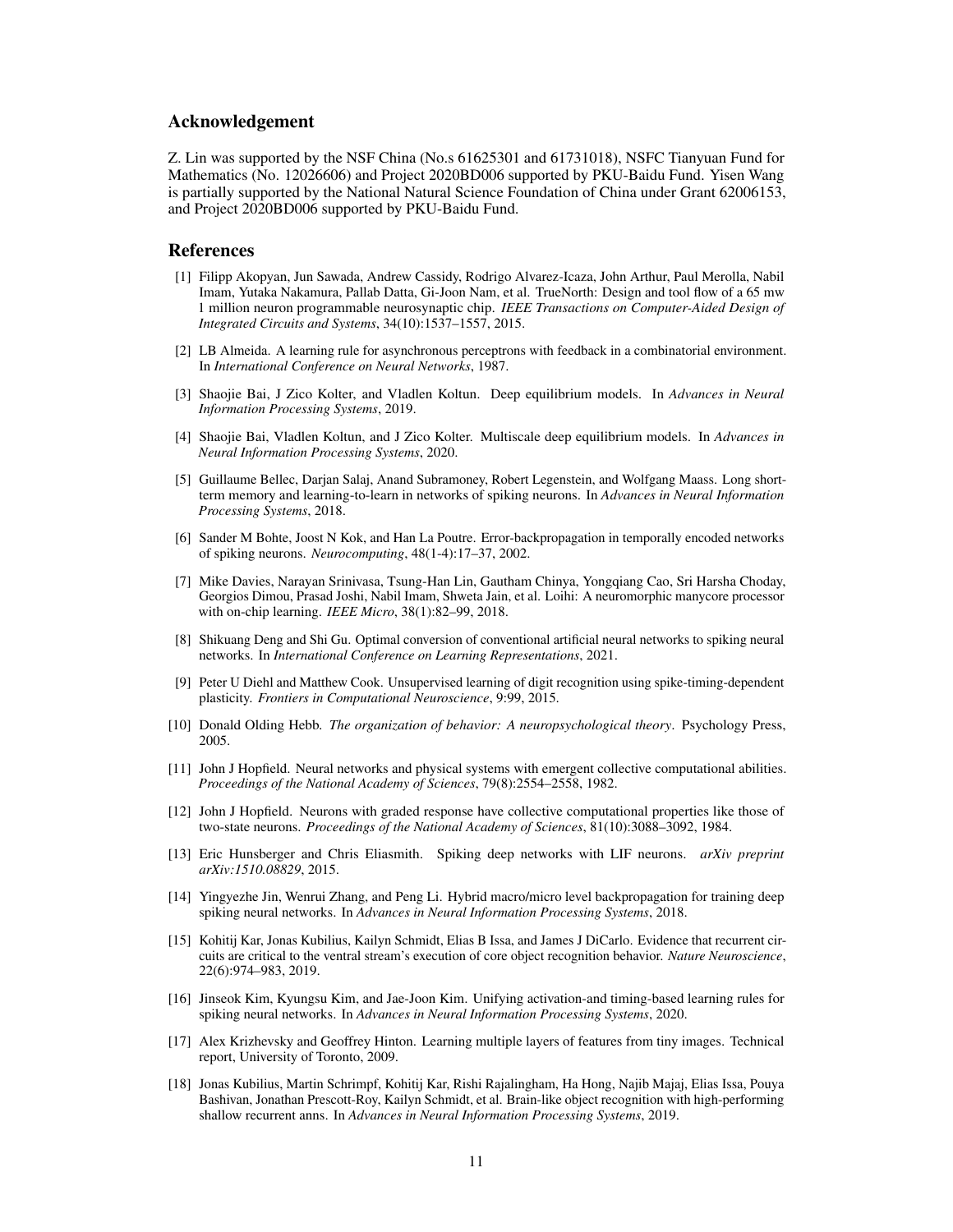## Acknowledgement

Z. Lin was supported by the NSF China (No.s 61625301 and 61731018), NSFC Tianyuan Fund for Mathematics (No. 12026606) and Project 2020BD006 supported by PKU-Baidu Fund. Yisen Wang is partially supported by the National Natural Science Foundation of China under Grant 62006153, and Project 2020BD006 supported by PKU-Baidu Fund.

## References

[1] Filipp Akopyan, Jun Sawada, Andrew Cassidy, Rodrigo Alvarez-Icaza, John Arthur, Paul Merolla, Nabil Imam, Yutaka Nakamura, Pallab Datta, Gi-Joon Nam, et al. TrueNorth: Design and tool flow of a 65 mw 1 million neuron programmable neurosynaptic chip. *IEEE Transactions on Computer-Aided Design of Integrated Circuits and Systems*, 34(10):1537–1557, 2015.

[2] LB Almeida. A learning rule for asynchronous perceptrons with feedback in a combinatorial environment. In *International Conference on Neural Networks*, 1987.

[3] Shaojie Bai, J Zico Kolter, and Vladlen Koltun. Deep equilibrium models. In *Advances in Neural Information Processing Systems*, 2019.

[4] Shaojie Bai, Vladlen Koltun, and J Zico Kolter. Multiscale deep equilibrium models. In *Advances in Neural Information Processing Systems*, 2020.

[5] Guillaume Bellec, Darjan Salaj, Anand Subramoney, Robert Legenstein, and Wolfgang Maass. Long short-term memory and learning-to-learn in networks of spiking neurons. In *Advances in Neural Information Processing Systems*, 2018.

[6] Sander M Bohte, Joost N Kok, and Han La Poutre. Error-backpropagation in temporally encoded networks of spiking neurons. *Neurocomputing*, 48(1-4):17–37, 2002.

[7] Mike Davies, Narayan Srinivasa, Tsung-Han Lin, Gautham Chinya, Yongqiang Cao, Sri Harsha Choday, Georgios Dimou, Prasad Joshi, Nabil Imam, Shweta Jain, et al. Loihi: A neuromorphic manycore processor with on-chip learning. *IEEE Micro*, 38(1):82–99, 2018.

[8] Shikuang Deng and Shi Gu. Optimal conversion of conventional artificial neural networks to spiking neural networks. In *International Conference on Learning Representations*, 2021.

[9] Peter U Diehl and Matthew Cook. Unsupervised learning of digit recognition using spike-timing-dependent plasticity. *Frontiers in Computational Neuroscience*, 9:99, 2015.

[10] Donald Olding Hebb. *The organization of behavior: A neuropsychological theory*. Psychology Press, 2005.

[11] John J Hopfield. Neural networks and physical systems with emergent collective computational abilities. *Proceedings of the National Academy of Sciences*, 79(8):2554–2558, 1982.

[12] John J Hopfield. Neurons with graded response have collective computational properties like those of two-state neurons. *Proceedings of the National Academy of Sciences*, 81(10):3088–3092, 1984.

[13] Eric Hunsberger and Chris Eliasmith. Spiking deep networks with LIF neurons. *arXiv preprint arXiv:1510.08829*, 2015.

[14] Yingyezhe Jin, Wenrui Zhang, and Peng Li. Hybrid macro/micro level backpropagation for training deep spiking neural networks. In *Advances in Neural Information Processing Systems*, 2018.

[15] Kohitij Kar, Jonas Kubilius, Kailyn Schmidt, Elias B Issa, and James J DiCarlo. Evidence that recurrent circuits are critical to the ventral stream's execution of core object recognition behavior. *Nature Neuroscience*, 22(6):974–983, 2019.

[16] Jinseok Kim, Kyungsu Kim, and Jae-Joon Kim. Unifying activation-and timing-based learning rules for spiking neural networks. In *Advances in Neural Information Processing Systems*, 2020.

[17] Alex Krizhevsky and Geoffrey Hinton. Learning multiple layers of features from tiny images. Technical report, University of Toronto, 2009.

[18] Jonas Kubilius, Martin Schrimpf, Kohitij Kar, Rishi Rajalingham, Ha Hong, Najib Majaj, Elias Issa, Pouya Bashivan, Jonathan Prescott-Roy, Kailyn Schmidt, et al. Brain-like object recognition with high-performing shallow recurrent anns. In *Advances in Neural Information Processing Systems*, 2019.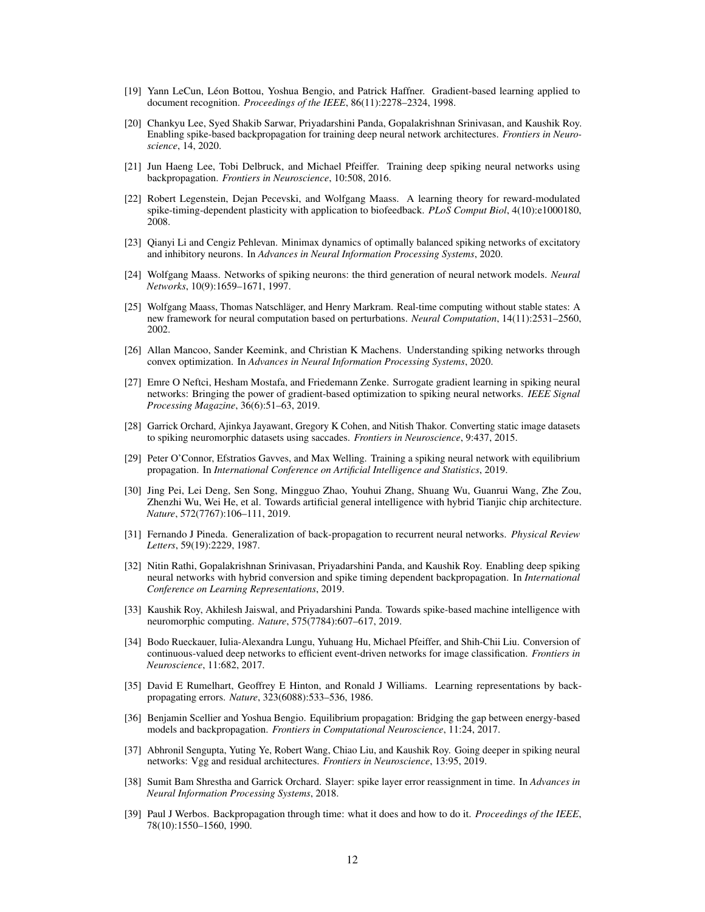[19] Yann LeCun, Léon Bottou, Yoshua Bengio, and Patrick Haffner. Gradient-based learning applied to document recognition. *Proceedings of the IEEE*, 86(11):2278–2324, 1998.

[20] Chankyu Lee, Syed Shakib Sarwar, Priyadarshini Panda, Gopalakrishnan Srinivasan, and Kaushik Roy. Enabling spike-based backpropagation for training deep neural network architectures. *Frontiers in Neuroscience*, 14, 2020.

[21] Jun Haeng Lee, Tobi Delbruck, and Michael Pfeiffer. Training deep spiking neural networks using backpropagation. *Frontiers in Neuroscience*, 10:508, 2016.

[22] Robert Legenstein, Dejan Pecevski, and Wolfgang Maass. A learning theory for reward-modulated spike-timing-dependent plasticity with application to biofeedback. *PLoS Comput Biol*, 4(10):e1000180, 2008.

[23] Qianyi Li and Cengiz Pehlevan. Minimax dynamics of optimally balanced spiking networks of excitatory and inhibitory neurons. In *Advances in Neural Information Processing Systems*, 2020.

[24] Wolfgang Maass. Networks of spiking neurons: the third generation of neural network models. *Neural Networks*, 10(9):1659–1671, 1997.

[25] Wolfgang Maass, Thomas Natschläger, and Henry Markram. Real-time computing without stable states: A new framework for neural computation based on perturbations. *Neural Computation*, 14(11):2531–2560, 2002.

[26] Allan Mancoo, Sander Keemink, and Christian K Machens. Understanding spiking networks through convex optimization. In *Advances in Neural Information Processing Systems*, 2020.

[27] Emre O Neftci, Hesham Mostafa, and Friedemann Zenke. Surrogate gradient learning in spiking neural networks: Bringing the power of gradient-based optimization to spiking neural networks. *IEEE Signal Processing Magazine*, 36(6):51–63, 2019.

[28] Garrick Orchard, Ajinkya Jayawant, Gregory K Cohen, and Nitish Thakor. Converting static image datasets to spiking neuromorphic datasets using saccades. *Frontiers in Neuroscience*, 9:437, 2015.

[29] Peter O'Connor, Efstratios Gavves, and Max Welling. Training a spiking neural network with equilibrium propagation. In *International Conference on Artificial Intelligence and Statistics*, 2019.

[30] Jing Pei, Lei Deng, Sen Song, Mingguo Zhao, Youhui Zhang, Shuang Wu, Guanrui Wang, Zhe Zou, Zhenzhi Wu, Wei He, et al. Towards artificial general intelligence with hybrid Tianjic chip architecture. *Nature*, 572(7767):106–111, 2019.

[31] Fernando J Pineda. Generalization of back-propagation to recurrent neural networks. *Physical Review Letters*, 59(19):2229, 1987.

[32] Nitin Rathi, Gopalakrishnan Srinivasan, Priyadarshini Panda, and Kaushik Roy. Enabling deep spiking neural networks with hybrid conversion and spike timing dependent backpropagation. In *International Conference on Learning Representations*, 2019.

[33] Kaushik Roy, Akhilesh Jaiswal, and Priyadarshini Panda. Towards spike-based machine intelligence with neuromorphic computing. *Nature*, 575(7784):607–617, 2019.

[34] Bodo Rueckauer, Iulia-Alexandra Lungu, Yuhuang Hu, Michael Pfeiffer, and Shih-Chii Liu. Conversion of continuous-valued deep networks to efficient event-driven networks for image classification. *Frontiers in Neuroscience*, 11:682, 2017.

[35] David E Rumelhart, Geoffrey E Hinton, and Ronald J Williams. Learning representations by back-propagating errors. *Nature*, 323(6088):533–536, 1986.

[36] Benjamin Scellier and Yoshua Bengio. Equilibrium propagation: Bridging the gap between energy-based models and backpropagation. *Frontiers in Computational Neuroscience*, 11:24, 2017.

[37] Abhronil Sengupta, Yuting Ye, Robert Wang, Chiao Liu, and Kaushik Roy. Going deeper in spiking neural networks: Vgg and residual architectures. *Frontiers in Neuroscience*, 13:95, 2019.

[38] Sumit Bam Shrestha and Garrick Orchard. Slayer: spike layer error reassignment in time. In *Advances in Neural Information Processing Systems*, 2018.

[39] Paul J Werbos. Backpropagation through time: what it does and how to do it. *Proceedings of the IEEE*, 78(10):1550–1560, 1990.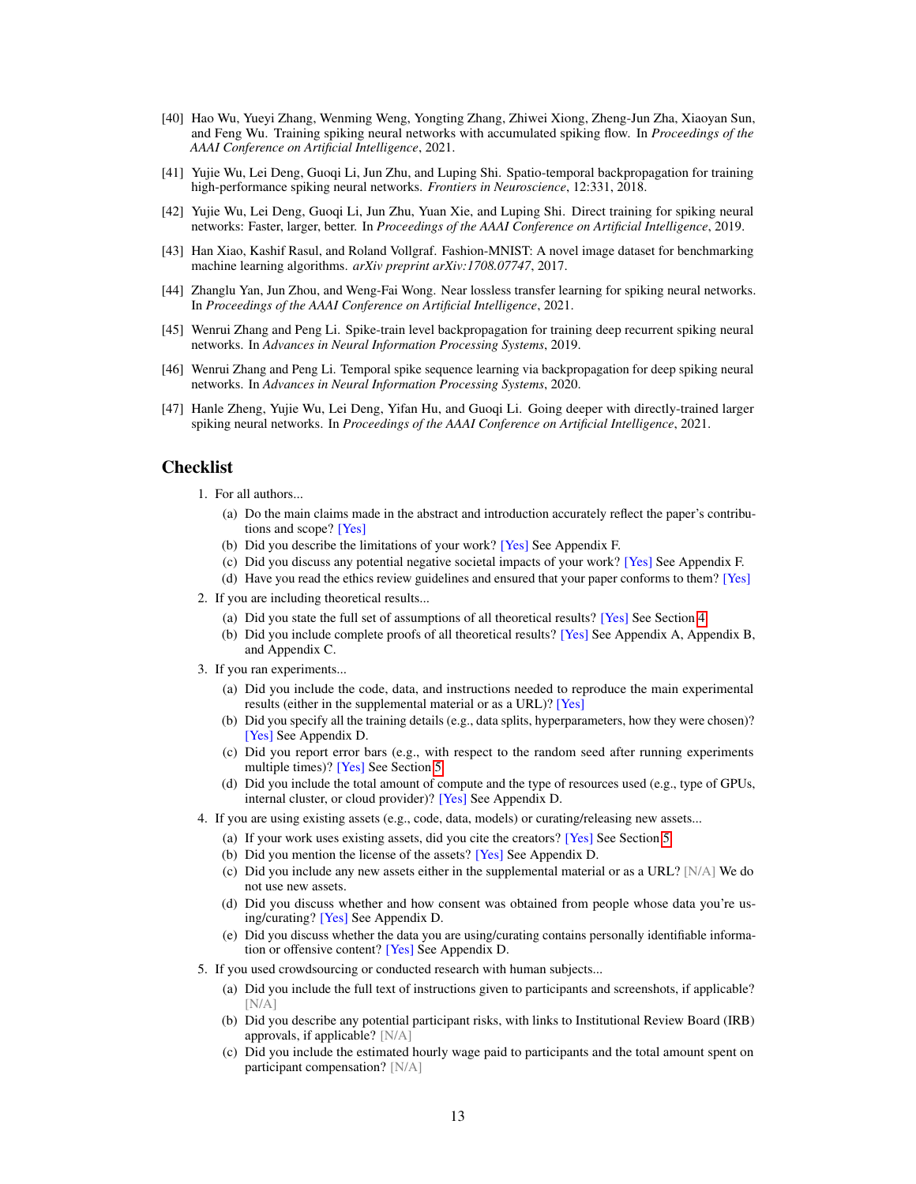[40] Hao Wu, Yueyi Zhang, Wenming Weng, Yongting Zhang, Zhiwei Xiong, Zheng-Jun Zha, Xiaoyan Sun, and Feng Wu. Training spiking neural networks with accumulated spiking flow. In *Proceedings of the AAAI Conference on Artificial Intelligence*, 2021.

[41] Yujie Wu, Lei Deng, Guoqi Li, Jun Zhu, and Luping Shi. Spatio-temporal backpropagation for training high-performance spiking neural networks. *Frontiers in Neuroscience*, 12:331, 2018.

[42] Yujie Wu, Lei Deng, Guoqi Li, Jun Zhu, Yuan Xie, and Luping Shi. Direct training for spiking neural networks: Faster, larger, better. In *Proceedings of the AAAI Conference on Artificial Intelligence*, 2019.

[43] Han Xiao, Kashif Rasul, and Roland Vollgraf. Fashion-MNIST: A novel image dataset for benchmarking machine learning algorithms. *arXiv preprint arXiv:1708.07747*, 2017.

[44] Zhanglu Yan, Jun Zhou, and Weng-Fai Wong. Near lossless transfer learning for spiking neural networks. In *Proceedings of the AAAI Conference on Artificial Intelligence*, 2021.

[45] Wenrui Zhang and Peng Li. Spike-train level backpropagation for training deep recurrent spiking neural networks. In *Advances in Neural Information Processing Systems*, 2019.

[46] Wenrui Zhang and Peng Li. Temporal spike sequence learning via backpropagation for deep spiking neural networks. In *Advances in Neural Information Processing Systems*, 2020.

[47] Hanle Zheng, Yujie Wu, Lei Deng, Yifan Hu, and Guoqi Li. Going deeper with directly-trained larger spiking neural networks. In *Proceedings of the AAAI Conference on Artificial Intelligence*, 2021.

## Checklist

1. For all authors...
   (a) Do the main claims made in the abstract and introduction accurately reflect the paper's contributions and scope? [Yes]
   (b) Did you describe the limitations of your work? [Yes] See Appendix F.
   (c) Did you discuss any potential negative societal impacts of your work? [Yes] See Appendix F.
   (d) Have you read the ethics review guidelines and ensured that your paper conforms to them? [Yes]
2. If you are including theoretical results...
   (a) Did you state the full set of assumptions of all theoretical results? [Yes] See Section 4.
   (b) Did you include complete proofs of all theoretical results? [Yes] See Appendix A, Appendix B, and Appendix C.
3. If you ran experiments...
   (a) Did you include the code, data, and instructions needed to reproduce the main experimental results (either in the supplemental material or as a URL)? [Yes]
   (b) Did you specify all the training details (e.g., data splits, hyperparameters, how they were chosen)? [Yes] See Appendix D.
   (c) Did you report error bars (e.g., with respect to the random seed after running experiments multiple times)? [Yes] See Section 5.
   (d) Did you include the total amount of compute and the type of resources used (e.g., type of GPUs, internal cluster, or cloud provider)? [Yes] See Appendix D.
4. If you are using existing assets (e.g., code, data, models) or curating/releasing new assets...
   (a) If your work uses existing assets, did you cite the creators? [Yes] See Section 5.
   (b) Did you mention the license of the assets? [Yes] See Appendix D.
   (c) Did you include any new assets either in the supplemental material or as a URL? [N/A] We do not use new assets.
   (d) Did you discuss whether and how consent was obtained from people whose data you're using/curating? [Yes] See Appendix D.
   (e) Did you discuss whether the data you are using/curating contains personally identifiable information or offensive content? [Yes] See Appendix D.
5. If you used crowdsourcing or conducted research with human subjects...
   (a) Did you include the full text of instructions given to participants and screenshots, if applicable? [N/A]
   (b) Did you describe any potential participant risks, with links to Institutional Review Board (IRB) approvals, if applicable? [N/A]
   (c) Did you include the estimated hourly wage paid to participants and the total amount spent on participant compensation? [N/A]